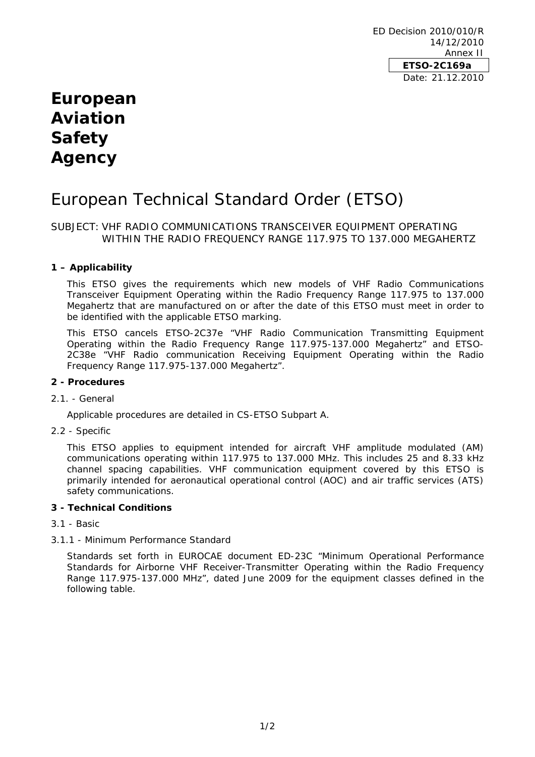ED Decision 2010/010/R
14/12/2010
Annex II

**ETSO-2C169a**

Date: 21.12.2010

# European Aviation Safety Agency

# European Technical Standard Order (ETSO)

SUBJECT: VHF RADIO COMMUNICATIONS TRANSCEIVER EQUIPMENT OPERATING WITHIN THE RADIO FREQUENCY RANGE 117.975 TO 137.000 MEGAHERTZ

## 1 – Applicability

This ETSO gives the requirements which new models of VHF Radio Communications Transceiver Equipment Operating within the Radio Frequency Range 117.975 to 137.000 Megahertz that are manufactured on or after the date of this ETSO must meet in order to be identified with the applicable ETSO marking.

This ETSO cancels ETSO-2C37e "VHF Radio Communication Transmitting Equipment Operating within the Radio Frequency Range 117.975-137.000 Megahertz" and ETSO-2C38e "VHF Radio communication Receiving Equipment Operating within the Radio Frequency Range 117.975-137.000 Megahertz".

## 2 - Procedures

2.1. - General

Applicable procedures are detailed in CS-ETSO Subpart A.

2.2 - Specific

This ETSO applies to equipment intended for aircraft VHF amplitude modulated (AM) communications operating within 117.975 to 137.000 MHz. This includes 25 and 8.33 kHz channel spacing capabilities. VHF communication equipment covered by this ETSO is primarily intended for aeronautical operational control (AOC) and air traffic services (ATS) safety communications.

## 3 - Technical Conditions

3.1 - Basic

3.1.1 - Minimum Performance Standard

Standards set forth in EUROCAE document ED-23C "Minimum Operational Performance Standards for Airborne VHF Receiver-Transmitter Operating within the Radio Frequency Range 117.975-137.000 MHz", dated June 2009 for the equipment classes defined in the following table.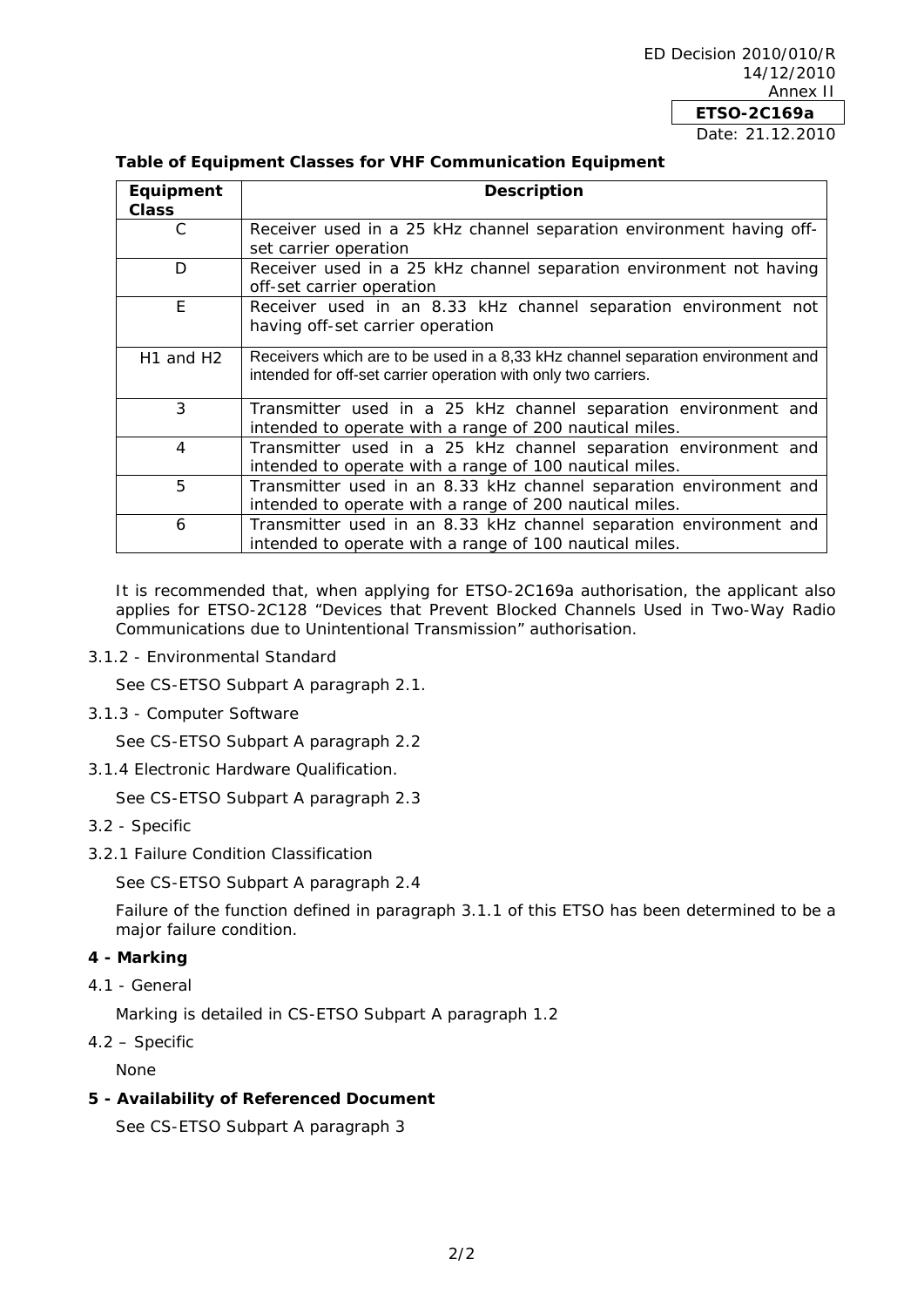**Table of Equipment Classes for VHF Communication Equipment**

| Equipment Class | Description |
|---|---|
| C | Receiver used in a 25 kHz channel separation environment having off-set carrier operation |
| D | Receiver used in a 25 kHz channel separation environment not having off-set carrier operation |
| E | Receiver used in an 8.33 kHz channel separation environment not having off-set carrier operation |
| H1 and H2 | Receivers which are to be used in a 8,33 kHz channel separation environment and intended for off-set carrier operation with only two carriers. |
| 3 | Transmitter used in a 25 kHz channel separation environment and intended to operate with a range of 200 nautical miles. |
| 4 | Transmitter used in a 25 kHz channel separation environment and intended to operate with a range of 100 nautical miles. |
| 5 | Transmitter used in an 8.33 kHz channel separation environment and intended to operate with a range of 200 nautical miles. |
| 6 | Transmitter used in an 8.33 kHz channel separation environment and intended to operate with a range of 100 nautical miles. |

It is recommended that, when applying for ETSO-2C169a authorisation, the applicant also applies for ETSO-2C128 "Devices that Prevent Blocked Channels Used in Two-Way Radio Communications due to Unintentional Transmission" authorisation.

3.1.2 - Environmental Standard

See CS-ETSO Subpart A paragraph 2.1.

3.1.3 - Computer Software

See CS-ETSO Subpart A paragraph 2.2

3.1.4 Electronic Hardware Qualification.

See CS-ETSO Subpart A paragraph 2.3

3.2 - Specific

3.2.1 Failure Condition Classification

See CS-ETSO Subpart A paragraph 2.4

Failure of the function defined in paragraph 3.1.1 of this ETSO has been determined to be a major failure condition.

## 4 - Marking

4.1 - General

Marking is detailed in CS-ETSO Subpart A paragraph 1.2

4.2 – Specific

None

## 5 - Availability of Referenced Document

See CS-ETSO Subpart A paragraph 3